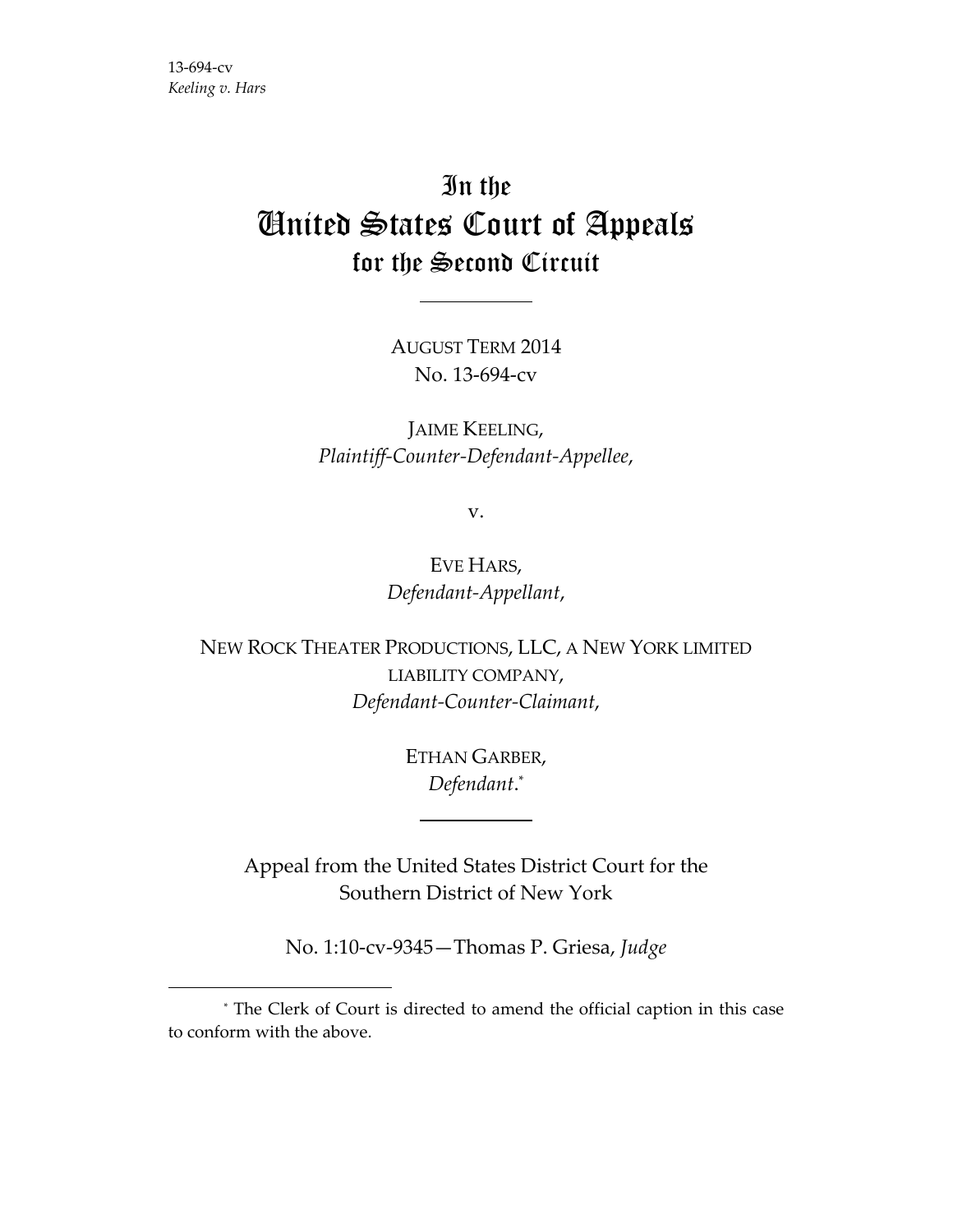13-694-cv
*Keeling v. Hars*

# In the United States Court of Appeals for the Second Circuit

AUGUST TERM 2014
No. 13-694-cv

JAIME KEELING,
*Plaintiff-Counter-Defendant-Appellee*,

v.

EVE HARS,
*Defendant-Appellant*,

NEW ROCK THEATER PRODUCTIONS, LLC, A NEW YORK LIMITED LIABILITY COMPANY,
*Defendant-Counter-Claimant*,

ETHAN GARBER,
*Defendant*.*

Appeal from the United States District Court for the Southern District of New York

No. 1:10-cv-9345—Thomas P. Griesa, *Judge*

* The Clerk of Court is directed to amend the official caption in this case to conform with the above.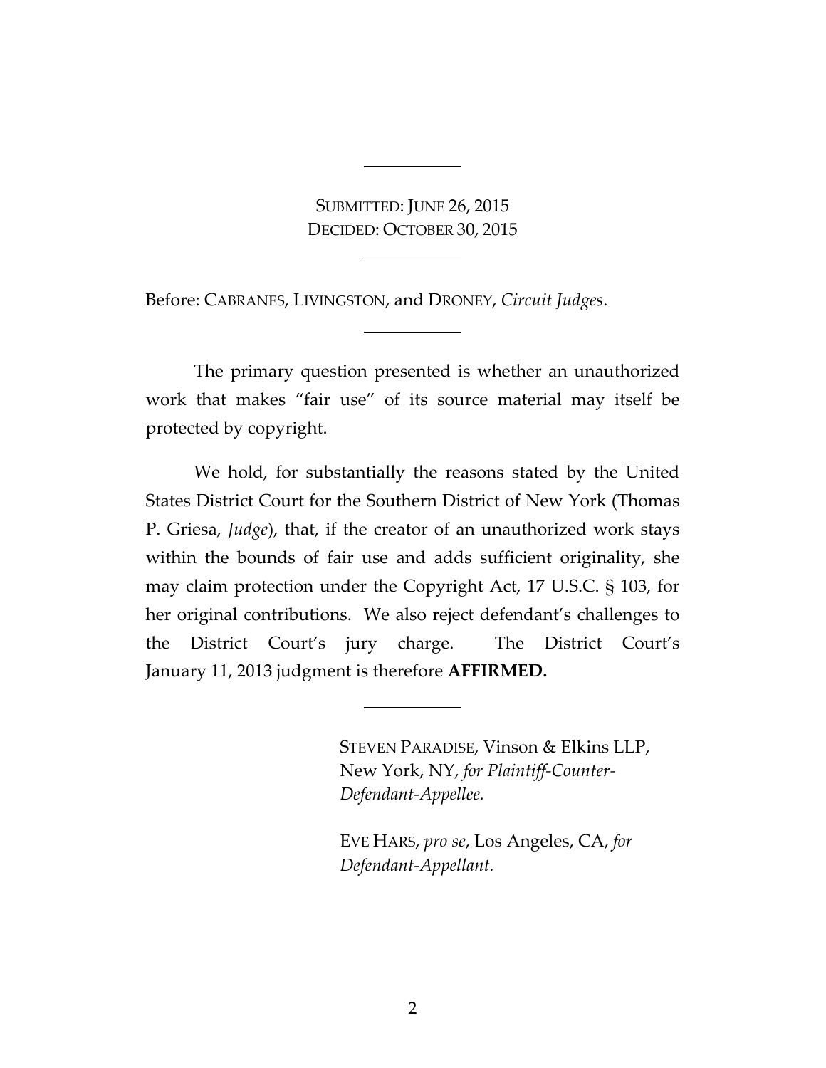SUBMITTED: JUNE 26, 2015
DECIDED: OCTOBER 30, 2015

Before: CABRANES, LIVINGSTON, and DRONEY, *Circuit Judges*.

The primary question presented is whether an unauthorized work that makes "fair use" of its source material may itself be protected by copyright.

We hold, for substantially the reasons stated by the United States District Court for the Southern District of New York (Thomas P. Griesa, *Judge*), that, if the creator of an unauthorized work stays within the bounds of fair use and adds sufficient originality, she may claim protection under the Copyright Act, 17 U.S.C. § 103, for her original contributions. We also reject defendant's challenges to the District Court's jury charge. The District Court's January 11, 2013 judgment is therefore **AFFIRMED.**

STEVEN PARADISE, Vinson & Elkins LLP, New York, NY, *for Plaintiff-Counter-Defendant-Appellee.*

EVE HARS, *pro se*, Los Angeles, CA, *for Defendant-Appellant.*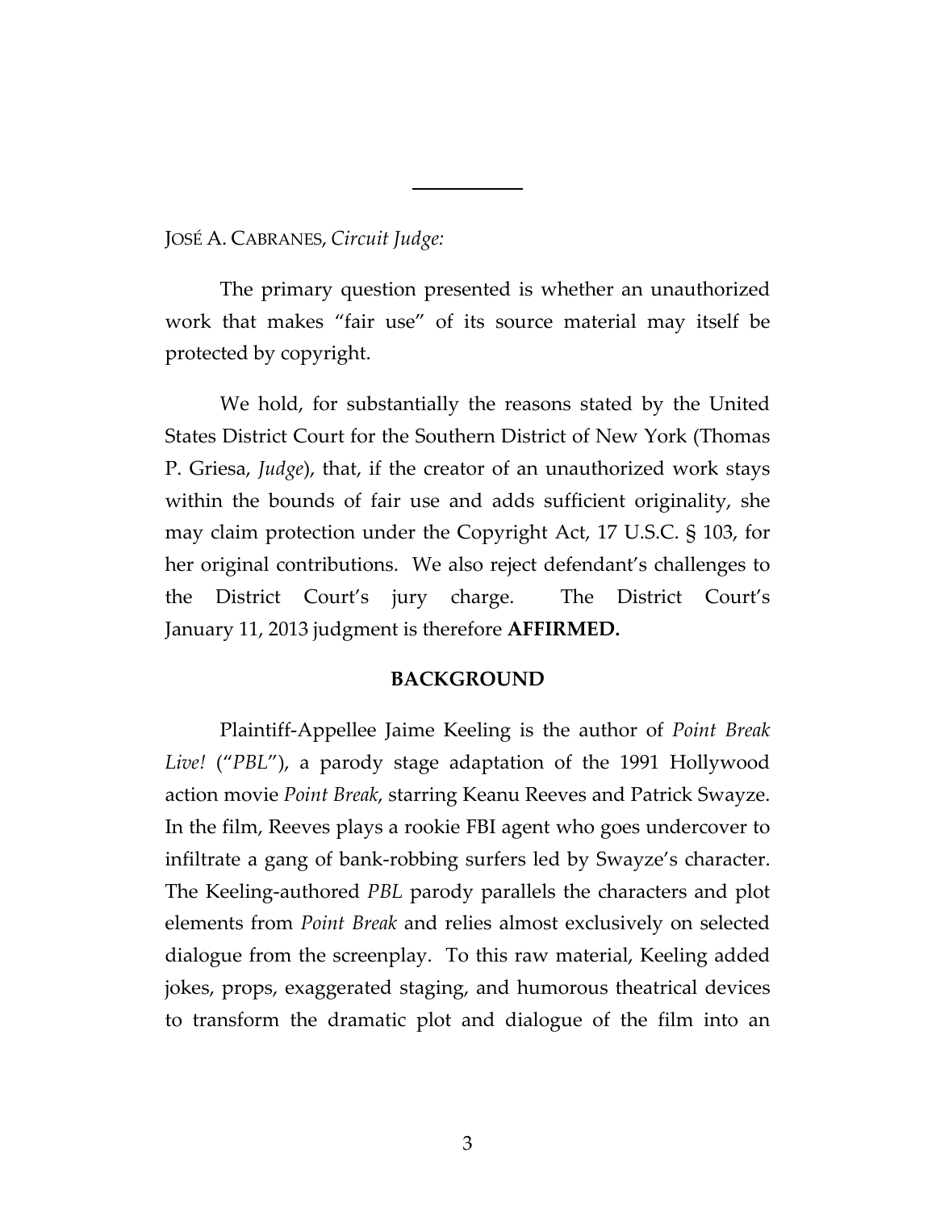---

JOSÉ A. CABRANES, *Circuit Judge:*

The primary question presented is whether an unauthorized work that makes "fair use" of its source material may itself be protected by copyright.

We hold, for substantially the reasons stated by the United States District Court for the Southern District of New York (Thomas P. Griesa, *Judge*), that, if the creator of an unauthorized work stays within the bounds of fair use and adds sufficient originality, she may claim protection under the Copyright Act, 17 U.S.C. § 103, for her original contributions. We also reject defendant's challenges to the District Court's jury charge. The District Court's January 11, 2013 judgment is therefore **AFFIRMED.**

## BACKGROUND

Plaintiff-Appellee Jaime Keeling is the author of *Point Break Live!* ("*PBL*"), a parody stage adaptation of the 1991 Hollywood action movie *Point Break*, starring Keanu Reeves and Patrick Swayze. In the film, Reeves plays a rookie FBI agent who goes undercover to infiltrate a gang of bank-robbing surfers led by Swayze's character. The Keeling-authored *PBL* parody parallels the characters and plot elements from *Point Break* and relies almost exclusively on selected dialogue from the screenplay. To this raw material, Keeling added jokes, props, exaggerated staging, and humorous theatrical devices to transform the dramatic plot and dialogue of the film into an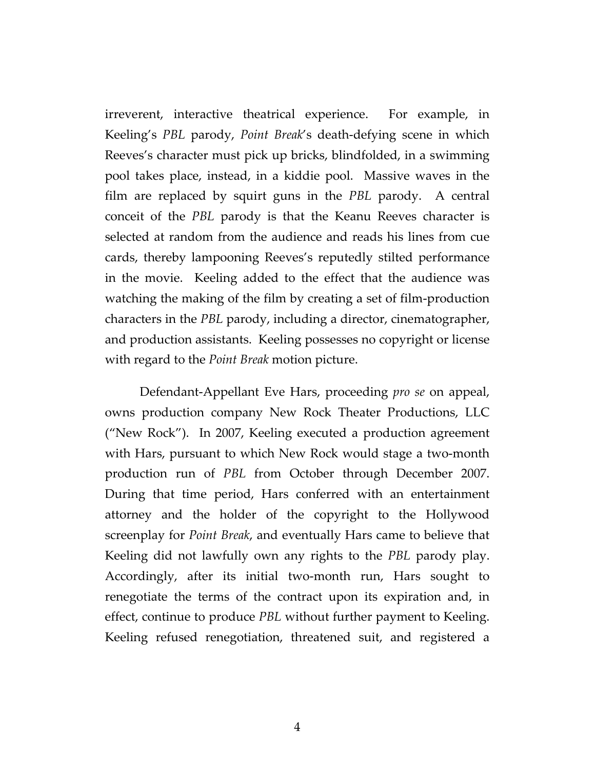irreverent, interactive theatrical experience. For example, in Keeling's *PBL* parody, *Point Break*'s death-defying scene in which Reeves's character must pick up bricks, blindfolded, in a swimming pool takes place, instead, in a kiddie pool. Massive waves in the film are replaced by squirt guns in the *PBL* parody. A central conceit of the *PBL* parody is that the Keanu Reeves character is selected at random from the audience and reads his lines from cue cards, thereby lampooning Reeves's reputedly stilted performance in the movie. Keeling added to the effect that the audience was watching the making of the film by creating a set of film-production characters in the *PBL* parody, including a director, cinematographer, and production assistants. Keeling possesses no copyright or license with regard to the *Point Break* motion picture.

Defendant-Appellant Eve Hars, proceeding *pro se* on appeal, owns production company New Rock Theater Productions, LLC ("New Rock"). In 2007, Keeling executed a production agreement with Hars, pursuant to which New Rock would stage a two-month production run of *PBL* from October through December 2007. During that time period, Hars conferred with an entertainment attorney and the holder of the copyright to the Hollywood screenplay for *Point Break*, and eventually Hars came to believe that Keeling did not lawfully own any rights to the *PBL* parody play. Accordingly, after its initial two-month run, Hars sought to renegotiate the terms of the contract upon its expiration and, in effect, continue to produce *PBL* without further payment to Keeling. Keeling refused renegotiation, threatened suit, and registered a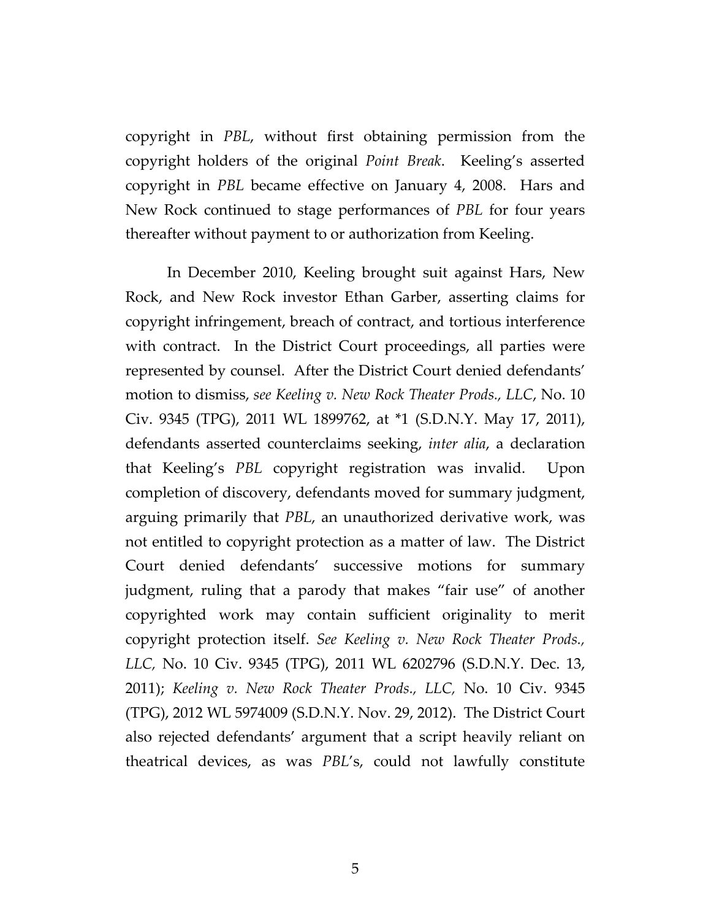copyright in *PBL*, without first obtaining permission from the copyright holders of the original *Point Break*. Keeling's asserted copyright in *PBL* became effective on January 4, 2008. Hars and New Rock continued to stage performances of *PBL* for four years thereafter without payment to or authorization from Keeling.

In December 2010, Keeling brought suit against Hars, New Rock, and New Rock investor Ethan Garber, asserting claims for copyright infringement, breach of contract, and tortious interference with contract. In the District Court proceedings, all parties were represented by counsel. After the District Court denied defendants' motion to dismiss, *see Keeling v. New Rock Theater Prods., LLC*, No. 10 Civ. 9345 (TPG), 2011 WL 1899762, at *1 (S.D.N.Y. May 17, 2011), defendants asserted counterclaims seeking, *inter alia*, a declaration that Keeling's *PBL* copyright registration was invalid. Upon completion of discovery, defendants moved for summary judgment, arguing primarily that *PBL*, an unauthorized derivative work, was not entitled to copyright protection as a matter of law. The District Court denied defendants' successive motions for summary judgment, ruling that a parody that makes "fair use" of another copyrighted work may contain sufficient originality to merit copyright protection itself. *See Keeling v. New Rock Theater Prods., LLC,* No. 10 Civ. 9345 (TPG), 2011 WL 6202796 (S.D.N.Y. Dec. 13, 2011); *Keeling v. New Rock Theater Prods., LLC,* No. 10 Civ. 9345 (TPG), 2012 WL 5974009 (S.D.N.Y. Nov. 29, 2012). The District Court also rejected defendants' argument that a script heavily reliant on theatrical devices, as was *PBL*'s, could not lawfully constitute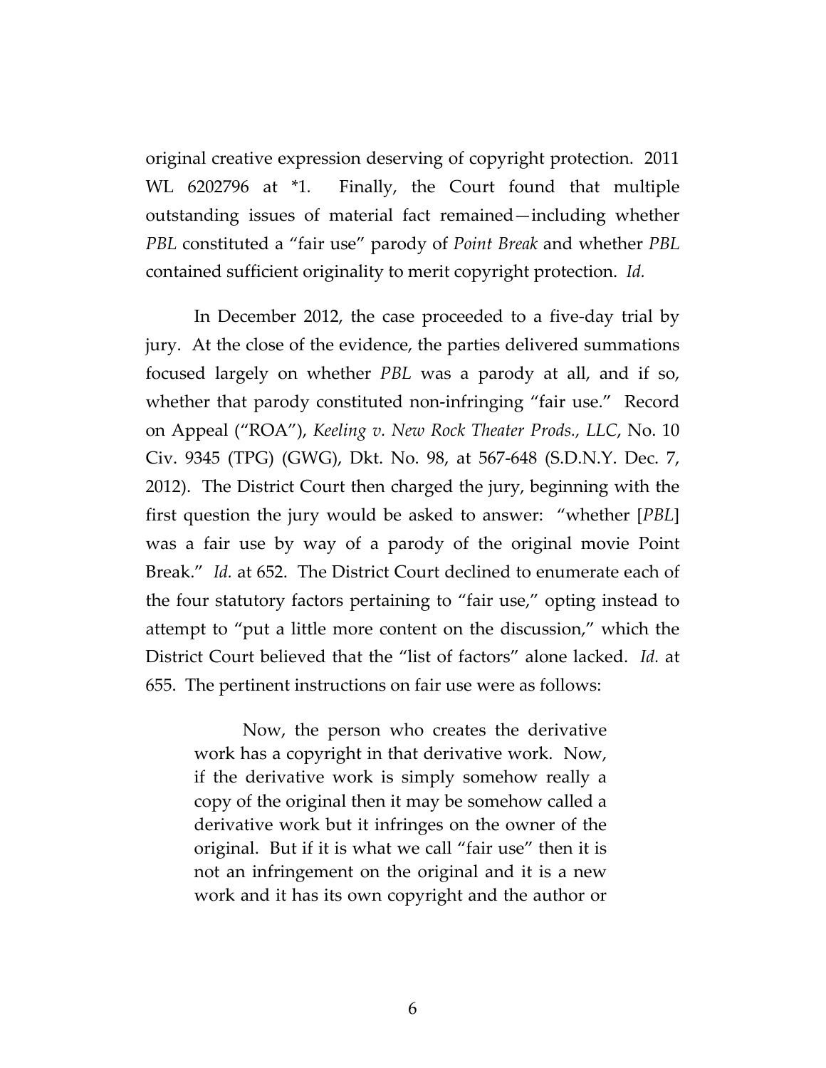original creative expression deserving of copyright protection. 2011 WL 6202796 at *1. Finally, the Court found that multiple outstanding issues of material fact remained—including whether *PBL* constituted a "fair use" parody of *Point Break* and whether *PBL* contained sufficient originality to merit copyright protection. *Id.*

In December 2012, the case proceeded to a five-day trial by jury. At the close of the evidence, the parties delivered summations focused largely on whether *PBL* was a parody at all, and if so, whether that parody constituted non-infringing "fair use." Record on Appeal ("ROA"), *Keeling v. New Rock Theater Prods., LLC*, No. 10 Civ. 9345 (TPG) (GWG), Dkt. No. 98, at 567-648 (S.D.N.Y. Dec. 7, 2012). The District Court then charged the jury, beginning with the first question the jury would be asked to answer: "whether [*PBL*] was a fair use by way of a parody of the original movie Point Break." *Id.* at 652. The District Court declined to enumerate each of the four statutory factors pertaining to "fair use," opting instead to attempt to "put a little more content on the discussion," which the District Court believed that the "list of factors" alone lacked. *Id.* at 655. The pertinent instructions on fair use were as follows:

> Now, the person who creates the derivative work has a copyright in that derivative work. Now, if the derivative work is simply somehow really a copy of the original then it may be somehow called a derivative work but it infringes on the owner of the original. But if it is what we call "fair use" then it is not an infringement on the original and it is a new work and it has its own copyright and the author or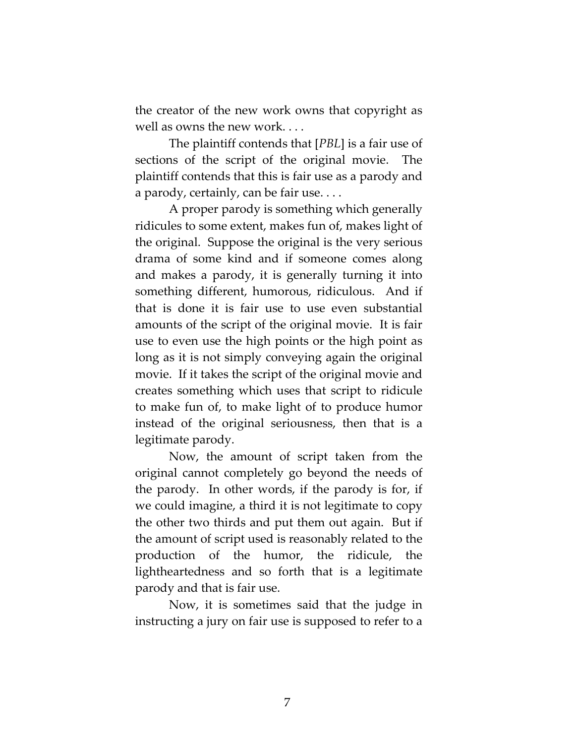the creator of the new work owns that copyright as well as owns the new work. . . .

The plaintiff contends that [*PBL*] is a fair use of sections of the script of the original movie. The plaintiff contends that this is fair use as a parody and a parody, certainly, can be fair use. . . .

A proper parody is something which generally ridicules to some extent, makes fun of, makes light of the original. Suppose the original is the very serious drama of some kind and if someone comes along and makes a parody, it is generally turning it into something different, humorous, ridiculous. And if that is done it is fair use to use even substantial amounts of the script of the original movie. It is fair use to even use the high points or the high point as long as it is not simply conveying again the original movie. If it takes the script of the original movie and creates something which uses that script to ridicule to make fun of, to make light of to produce humor instead of the original seriousness, then that is a legitimate parody.

Now, the amount of script taken from the original cannot completely go beyond the needs of the parody. In other words, if the parody is for, if we could imagine, a third it is not legitimate to copy the other two thirds and put them out again. But if the amount of script used is reasonably related to the production of the humor, the ridicule, the lightheartedness and so forth that is a legitimate parody and that is fair use.

Now, it is sometimes said that the judge in instructing a jury on fair use is supposed to refer to a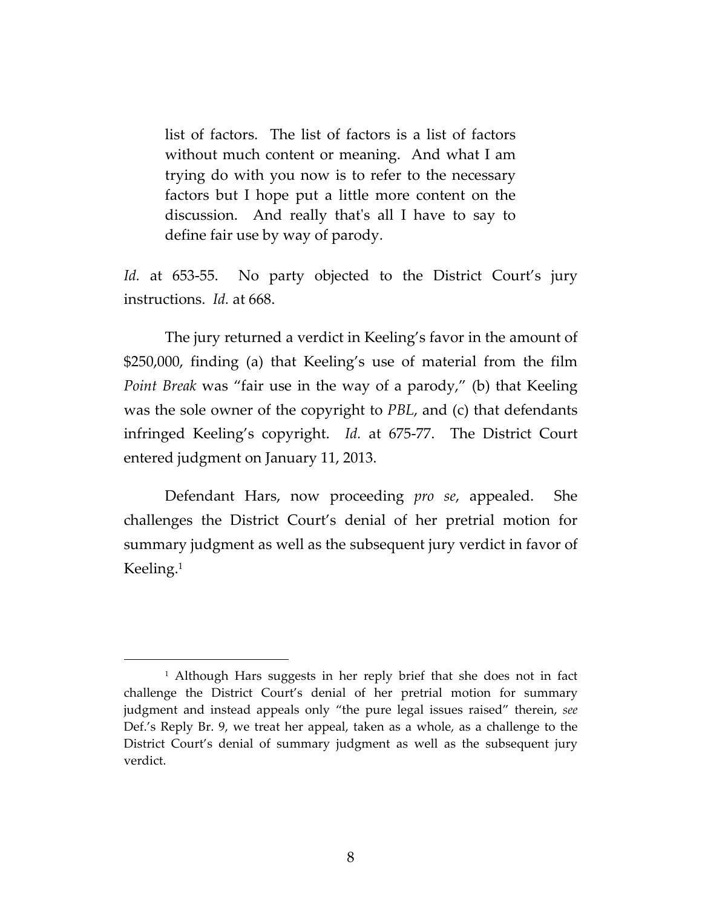> list of factors. The list of factors is a list of factors without much content or meaning. And what I am trying do with you now is to refer to the necessary factors but I hope put a little more content on the discussion. And really that's all I have to say to define fair use by way of parody.

*Id.* at 653-55. No party objected to the District Court's jury instructions. *Id.* at 668.

The jury returned a verdict in Keeling's favor in the amount of $250,000, finding (a) that Keeling's use of material from the film *Point Break* was "fair use in the way of a parody," (b) that Keeling was the sole owner of the copyright to *PBL*, and (c) that defendants infringed Keeling's copyright. *Id.* at 675-77. The District Court entered judgment on January 11, 2013.

Defendant Hars, now proceeding *pro se*, appealed. She challenges the District Court's denial of her pretrial motion for summary judgment as well as the subsequent jury verdict in favor of Keeling.[1]

[1] Although Hars suggests in her reply brief that she does not in fact challenge the District Court's denial of her pretrial motion for summary judgment and instead appeals only "the pure legal issues raised" therein, *see* Def.'s Reply Br. 9, we treat her appeal, taken as a whole, as a challenge to the District Court's denial of summary judgment as well as the subsequent jury verdict.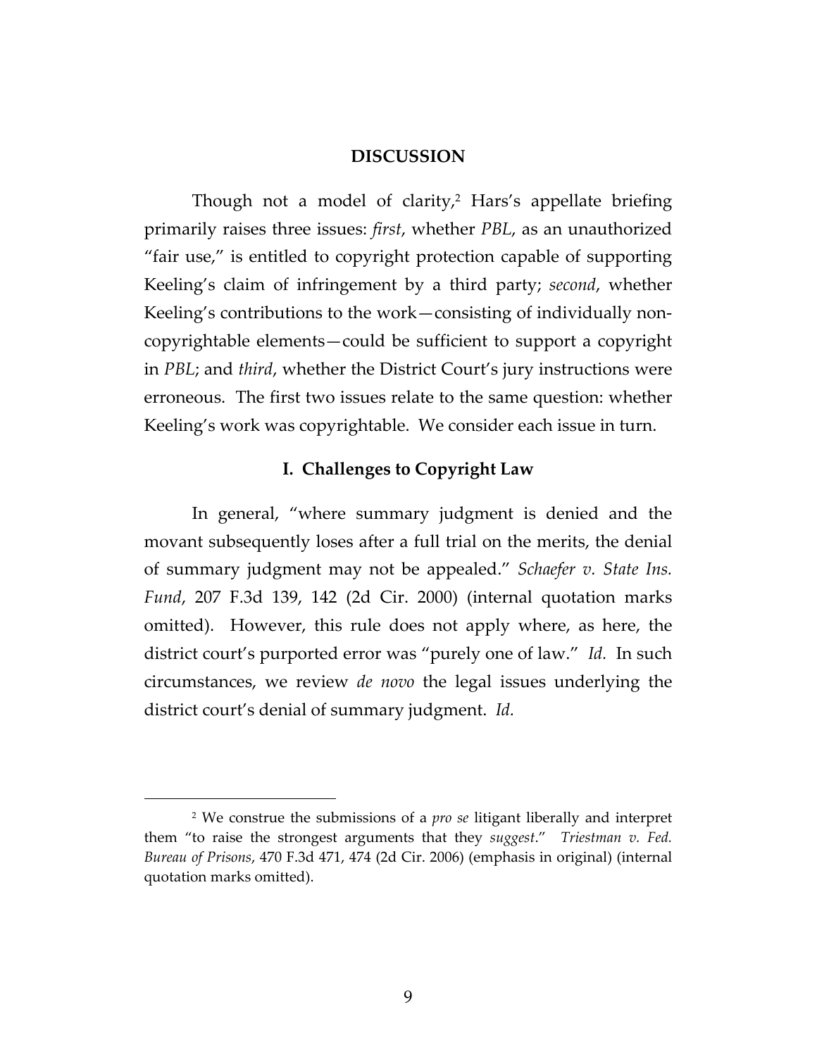## DISCUSSION

Though not a model of clarity,[2] Hars's appellate briefing primarily raises three issues: *first*, whether *PBL*, as an unauthorized "fair use," is entitled to copyright protection capable of supporting Keeling's claim of infringement by a third party; *second*, whether Keeling's contributions to the work—consisting of individually non-copyrightable elements—could be sufficient to support a copyright in *PBL*; and *third*, whether the District Court's jury instructions were erroneous. The first two issues relate to the same question: whether Keeling's work was copyrightable. We consider each issue in turn.

### I. Challenges to Copyright Law

In general, "where summary judgment is denied and the movant subsequently loses after a full trial on the merits, the denial of summary judgment may not be appealed." *Schaefer v. State Ins. Fund*, 207 F.3d 139, 142 (2d Cir. 2000) (internal quotation marks omitted). However, this rule does not apply where, as here, the district court's purported error was "purely one of law." *Id.* In such circumstances, we review *de novo* the legal issues underlying the district court's denial of summary judgment. *Id.*

[2] We construe the submissions of a *pro se* litigant liberally and interpret them "to raise the strongest arguments that they *suggest*." *Triestman v. Fed. Bureau of Prisons*, 470 F.3d 471, 474 (2d Cir. 2006) (emphasis in original) (internal quotation marks omitted).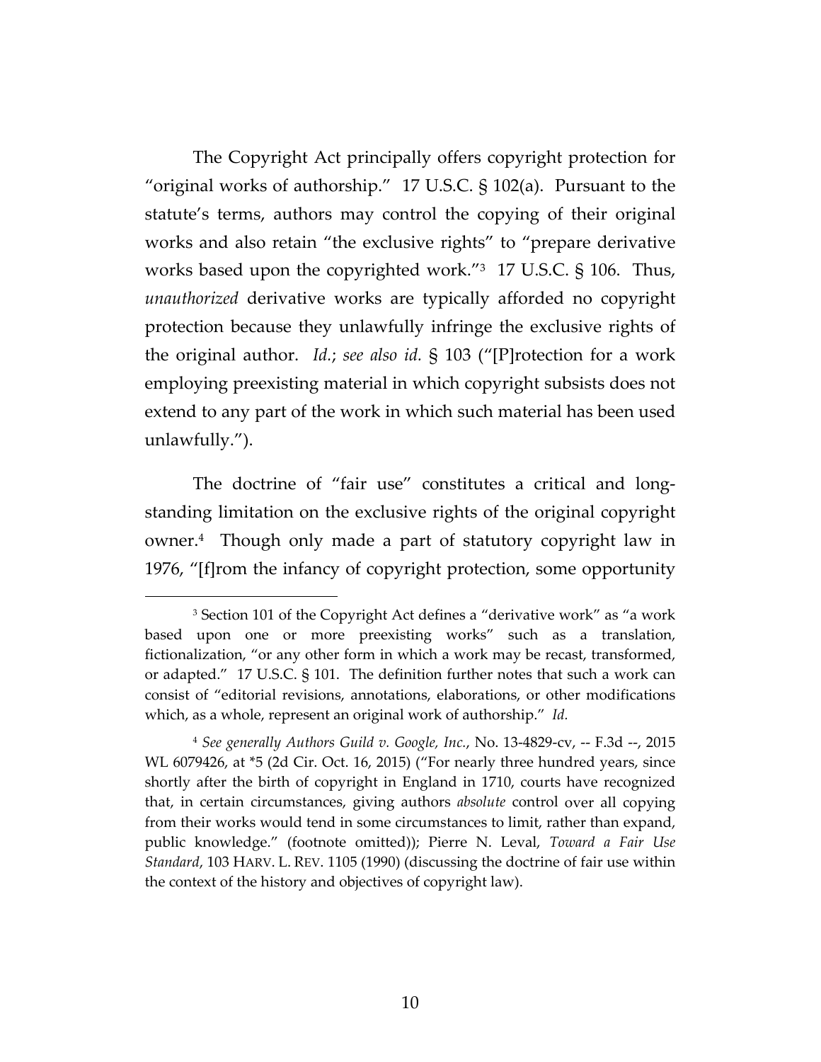The Copyright Act principally offers copyright protection for "original works of authorship." 17 U.S.C. § 102(a). Pursuant to the statute's terms, authors may control the copying of their original works and also retain "the exclusive rights" to "prepare derivative works based upon the copyrighted work."[3] 17 U.S.C. § 106. Thus, *unauthorized* derivative works are typically afforded no copyright protection because they unlawfully infringe the exclusive rights of the original author. *Id.*; *see also id.* § 103 ("[P]rotection for a work employing preexisting material in which copyright subsists does not extend to any part of the work in which such material has been used unlawfully.").

The doctrine of "fair use" constitutes a critical and long-standing limitation on the exclusive rights of the original copyright owner.[4] Though only made a part of statutory copyright law in 1976, "[f]rom the infancy of copyright protection, some opportunity

---

[3] Section 101 of the Copyright Act defines a "derivative work" as "a work based upon one or more preexisting works" such as a translation, fictionalization, "or any other form in which a work may be recast, transformed, or adapted." 17 U.S.C. § 101. The definition further notes that such a work can consist of "editorial revisions, annotations, elaborations, or other modifications which, as a whole, represent an original work of authorship." *Id.*

[4] *See generally Authors Guild v. Google, Inc.*, No. 13-4829-cv, -- F.3d --, 2015 WL 6079426, at *5 (2d Cir. Oct. 16, 2015) ("For nearly three hundred years, since shortly after the birth of copyright in England in 1710, courts have recognized that, in certain circumstances, giving authors *absolute* control over all copying from their works would tend in some circumstances to limit, rather than expand, public knowledge." (footnote omitted)); Pierre N. Leval, *Toward a Fair Use Standard*, 103 HARV. L. REV. 1105 (1990) (discussing the doctrine of fair use within the context of the history and objectives of copyright law).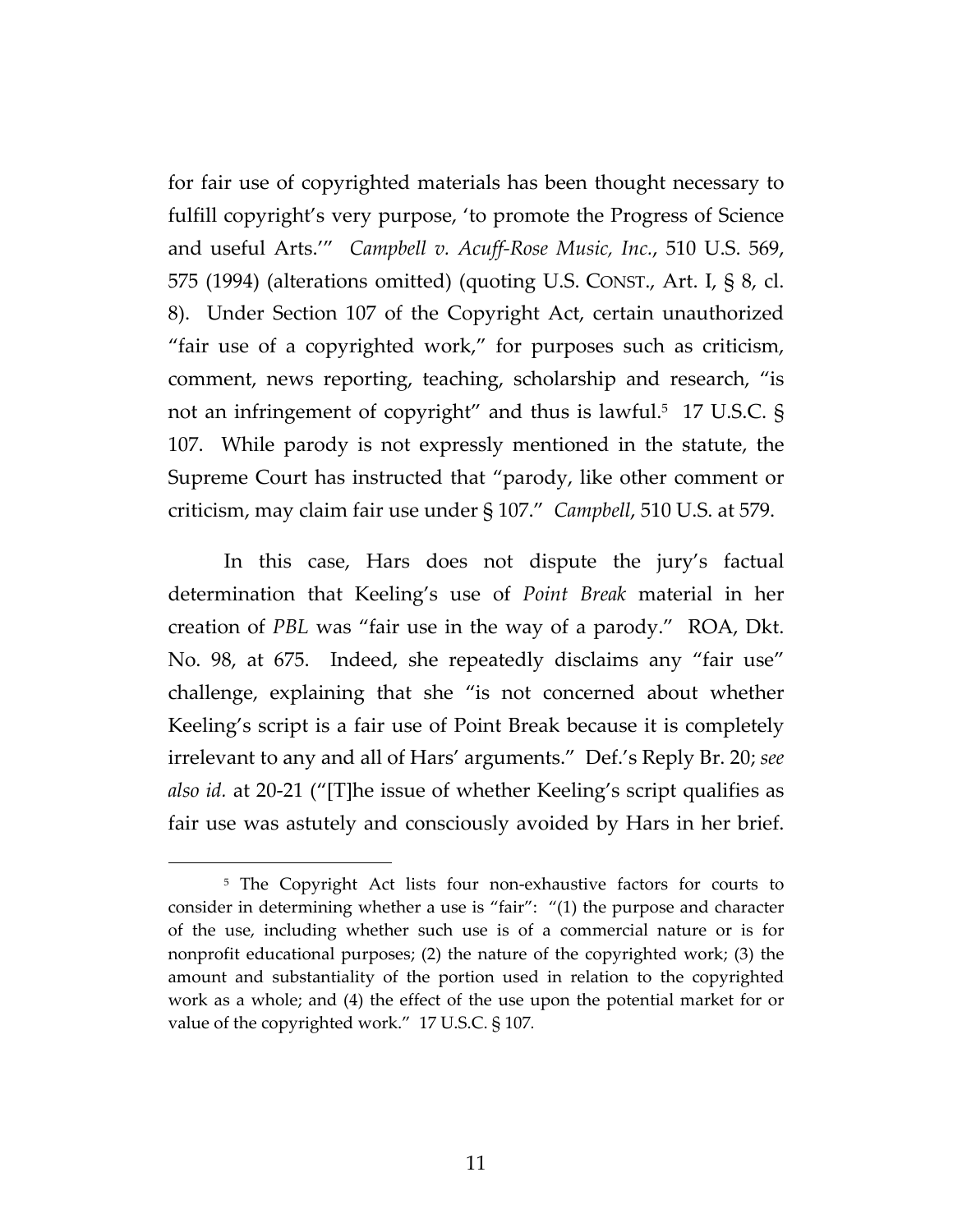for fair use of copyrighted materials has been thought necessary to fulfill copyright's very purpose, 'to promote the Progress of Science and useful Arts.'" *Campbell v. Acuff-Rose Music, Inc.*, 510 U.S. 569, 575 (1994) (alterations omitted) (quoting U.S. CONST., Art. I, § 8, cl. 8). Under Section 107 of the Copyright Act, certain unauthorized "fair use of a copyrighted work," for purposes such as criticism, comment, news reporting, teaching, scholarship and research, "is not an infringement of copyright" and thus is lawful.[5] 17 U.S.C. § 107. While parody is not expressly mentioned in the statute, the Supreme Court has instructed that "parody, like other comment or criticism, may claim fair use under § 107." *Campbell*, 510 U.S. at 579.

In this case, Hars does not dispute the jury's factual determination that Keeling's use of *Point Break* material in her creation of *PBL* was "fair use in the way of a parody." ROA, Dkt. No. 98, at 675. Indeed, she repeatedly disclaims any "fair use" challenge, explaining that she "is not concerned about whether Keeling's script is a fair use of Point Break because it is completely irrelevant to any and all of Hars' arguments." Def.'s Reply Br. 20; *see also id.* at 20-21 ("[T]he issue of whether Keeling's script qualifies as fair use was astutely and consciously avoided by Hars in her brief.

[5] The Copyright Act lists four non-exhaustive factors for courts to consider in determining whether a use is "fair": "(1) the purpose and character of the use, including whether such use is of a commercial nature or is for nonprofit educational purposes; (2) the nature of the copyrighted work; (3) the amount and substantiality of the portion used in relation to the copyrighted work as a whole; and (4) the effect of the use upon the potential market for or value of the copyrighted work." 17 U.S.C. § 107.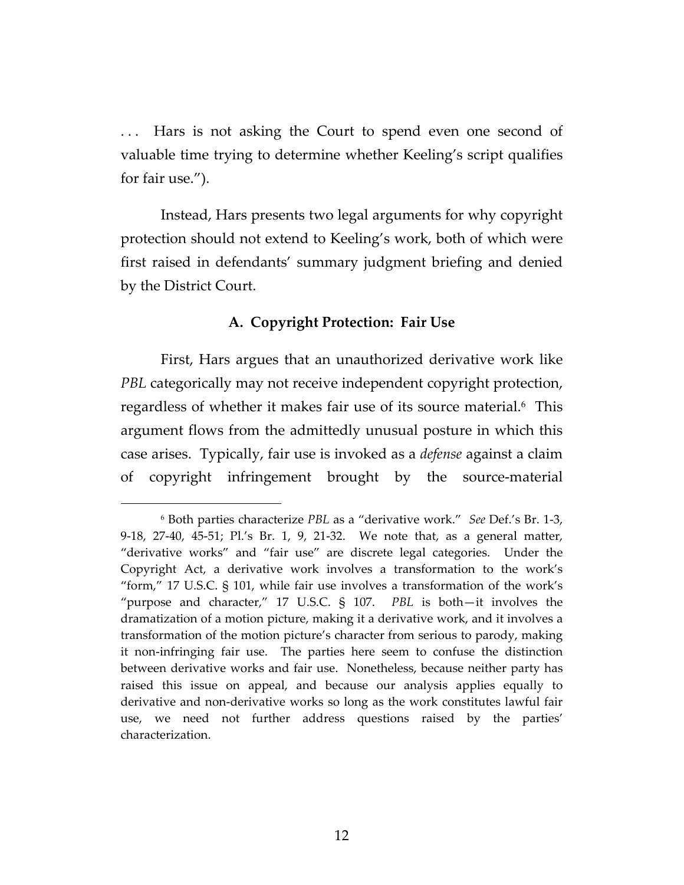. . . Hars is not asking the Court to spend even one second of valuable time trying to determine whether Keeling's script qualifies for fair use.").

Instead, Hars presents two legal arguments for why copyright protection should not extend to Keeling's work, both of which were first raised in defendants' summary judgment briefing and denied by the District Court.

### A. Copyright Protection: Fair Use

First, Hars argues that an unauthorized derivative work like *PBL* categorically may not receive independent copyright protection, regardless of whether it makes fair use of its source material.[6] This argument flows from the admittedly unusual posture in which this case arises. Typically, fair use is invoked as a *defense* against a claim of copyright infringement brought by the source-material

---

[6] Both parties characterize *PBL* as a "derivative work." *See* Def.'s Br. 1-3, 9-18, 27-40, 45-51; Pl.'s Br. 1, 9, 21-32. We note that, as a general matter, "derivative works" and "fair use" are discrete legal categories. Under the Copyright Act, a derivative work involves a transformation to the work's "form," 17 U.S.C. § 101, while fair use involves a transformation of the work's "purpose and character," 17 U.S.C. § 107. *PBL* is both—it involves the dramatization of a motion picture, making it a derivative work, and it involves a transformation of the motion picture's character from serious to parody, making it non-infringing fair use. The parties here seem to confuse the distinction between derivative works and fair use. Nonetheless, because neither party has raised this issue on appeal, and because our analysis applies equally to derivative and non-derivative works so long as the work constitutes lawful fair use, we need not further address questions raised by the parties' characterization.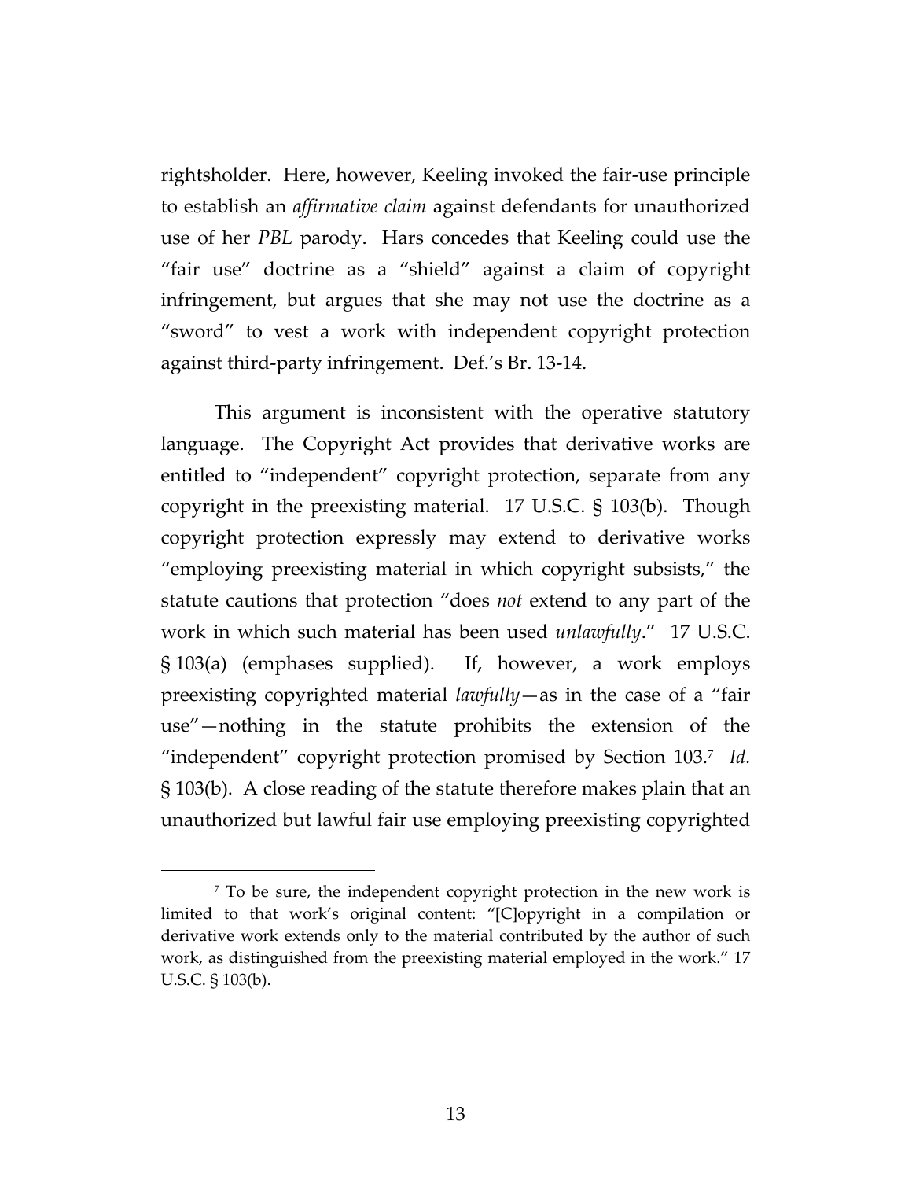rightsholder. Here, however, Keeling invoked the fair-use principle to establish an *affirmative claim* against defendants for unauthorized use of her *PBL* parody. Hars concedes that Keeling could use the "fair use" doctrine as a "shield" against a claim of copyright infringement, but argues that she may not use the doctrine as a "sword" to vest a work with independent copyright protection against third-party infringement. Def.'s Br. 13-14.

This argument is inconsistent with the operative statutory language. The Copyright Act provides that derivative works are entitled to "independent" copyright protection, separate from any copyright in the preexisting material. 17 U.S.C. § 103(b). Though copyright protection expressly may extend to derivative works "employing preexisting material in which copyright subsists," the statute cautions that protection "does *not* extend to any part of the work in which such material has been used *unlawfully*." 17 U.S.C. § 103(a) (emphases supplied). If, however, a work employs preexisting copyrighted material *lawfully*—as in the case of a "fair use"—nothing in the statute prohibits the extension of the "independent" copyright protection promised by Section 103.[7] *Id.* § 103(b). A close reading of the statute therefore makes plain that an unauthorized but lawful fair use employing preexisting copyrighted

[7] To be sure, the independent copyright protection in the new work is limited to that work's original content: "[C]opyright in a compilation or derivative work extends only to the material contributed by the author of such work, as distinguished from the preexisting material employed in the work." 17 U.S.C. § 103(b).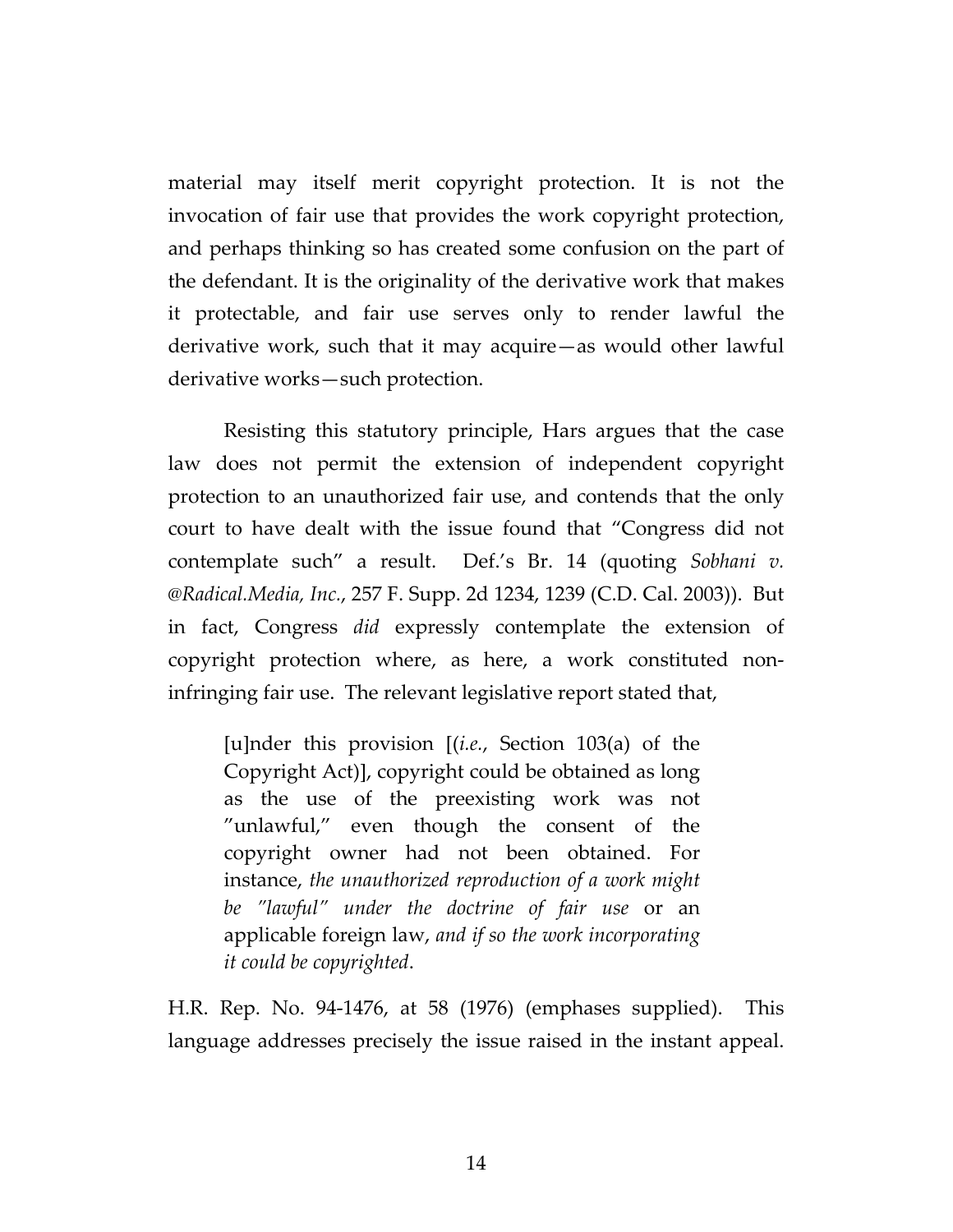material may itself merit copyright protection. It is not the invocation of fair use that provides the work copyright protection, and perhaps thinking so has created some confusion on the part of the defendant. It is the originality of the derivative work that makes it protectable, and fair use serves only to render lawful the derivative work, such that it may acquire—as would other lawful derivative works—such protection.

Resisting this statutory principle, Hars argues that the case law does not permit the extension of independent copyright protection to an unauthorized fair use, and contends that the only court to have dealt with the issue found that "Congress did not contemplate such" a result. Def.'s Br. 14 (quoting *Sobhani v. @Radical.Media, Inc.*, 257 F. Supp. 2d 1234, 1239 (C.D. Cal. 2003)). But in fact, Congress *did* expressly contemplate the extension of copyright protection where, as here, a work constituted non-infringing fair use. The relevant legislative report stated that,

> [u]nder this provision [(*i.e.*, Section 103(a) of the Copyright Act)], copyright could be obtained as long as the use of the preexisting work was not "unlawful," even though the consent of the copyright owner had not been obtained. For instance, *the unauthorized reproduction of a work might be "lawful" under the doctrine of fair use* or an applicable foreign law, *and if so the work incorporating it could be copyrighted*.

H.R. Rep. No. 94-1476, at 58 (1976) (emphases supplied). This language addresses precisely the issue raised in the instant appeal.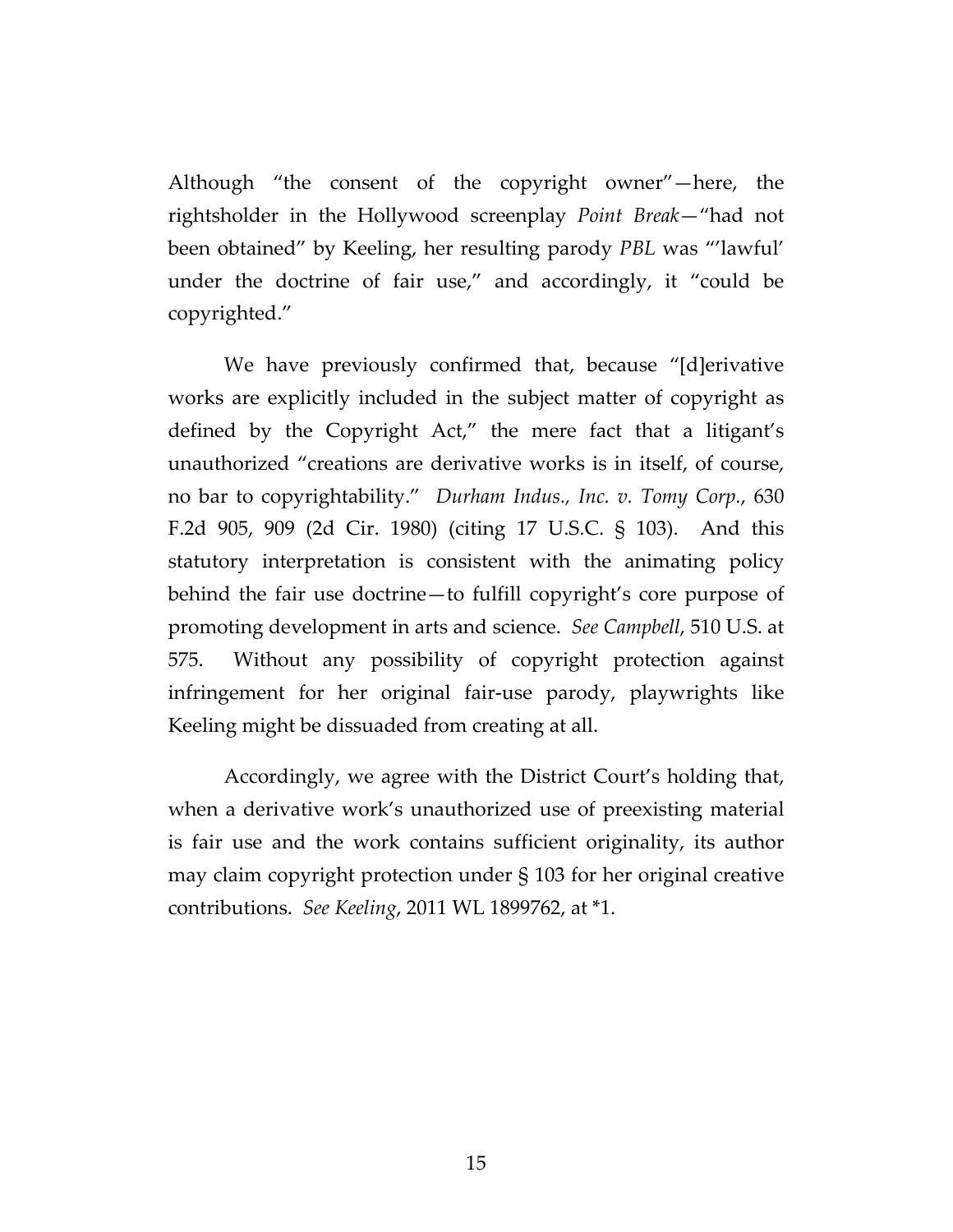Although "the consent of the copyright owner"—here, the rightsholder in the Hollywood screenplay *Point Break*—"had not been obtained" by Keeling, her resulting parody *PBL* was "'lawful' under the doctrine of fair use," and accordingly, it "could be copyrighted."

We have previously confirmed that, because "[d]erivative works are explicitly included in the subject matter of copyright as defined by the Copyright Act," the mere fact that a litigant's unauthorized "creations are derivative works is in itself, of course, no bar to copyrightability." *Durham Indus., Inc. v. Tomy Corp.*, 630 F.2d 905, 909 (2d Cir. 1980) (citing 17 U.S.C. § 103). And this statutory interpretation is consistent with the animating policy behind the fair use doctrine—to fulfill copyright's core purpose of promoting development in arts and science. *See Campbell*, 510 U.S. at 575. Without any possibility of copyright protection against infringement for her original fair-use parody, playwrights like Keeling might be dissuaded from creating at all.

Accordingly, we agree with the District Court's holding that, when a derivative work's unauthorized use of preexisting material is fair use and the work contains sufficient originality, its author may claim copyright protection under § 103 for her original creative contributions. *See Keeling*, 2011 WL 1899762, at *1.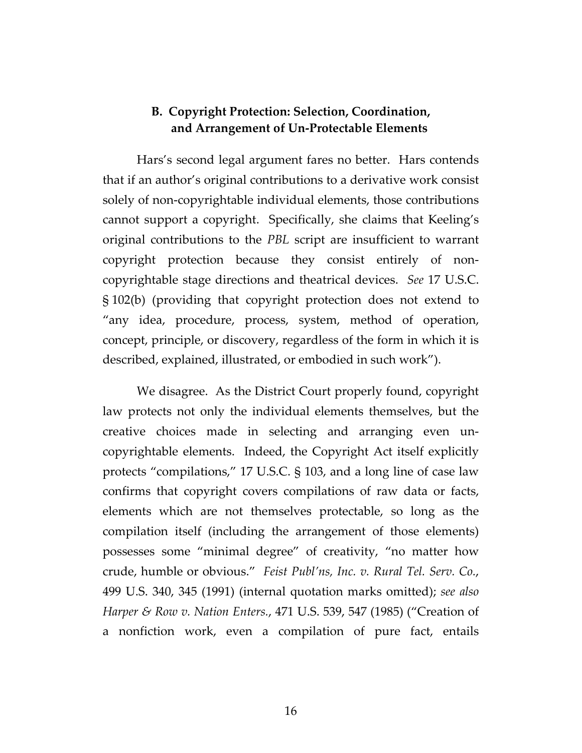### B. Copyright Protection: Selection, Coordination, and Arrangement of Un-Protectable Elements

Hars's second legal argument fares no better. Hars contends that if an author's original contributions to a derivative work consist solely of non-copyrightable individual elements, those contributions cannot support a copyright. Specifically, she claims that Keeling's original contributions to the *PBL* script are insufficient to warrant copyright protection because they consist entirely of non-copyrightable stage directions and theatrical devices. *See* 17 U.S.C. § 102(b) (providing that copyright protection does not extend to "any idea, procedure, process, system, method of operation, concept, principle, or discovery, regardless of the form in which it is described, explained, illustrated, or embodied in such work").

We disagree. As the District Court properly found, copyright law protects not only the individual elements themselves, but the creative choices made in selecting and arranging even un-copyrightable elements. Indeed, the Copyright Act itself explicitly protects "compilations," 17 U.S.C. § 103, and a long line of case law confirms that copyright covers compilations of raw data or facts, elements which are not themselves protectable, so long as the compilation itself (including the arrangement of those elements) possesses some "minimal degree" of creativity, "no matter how crude, humble or obvious." *Feist Publ'ns, Inc. v. Rural Tel. Serv. Co.*, 499 U.S. 340, 345 (1991) (internal quotation marks omitted); *see also Harper & Row v. Nation Enters.*, 471 U.S. 539, 547 (1985) ("Creation of a nonfiction work, even a compilation of pure fact, entails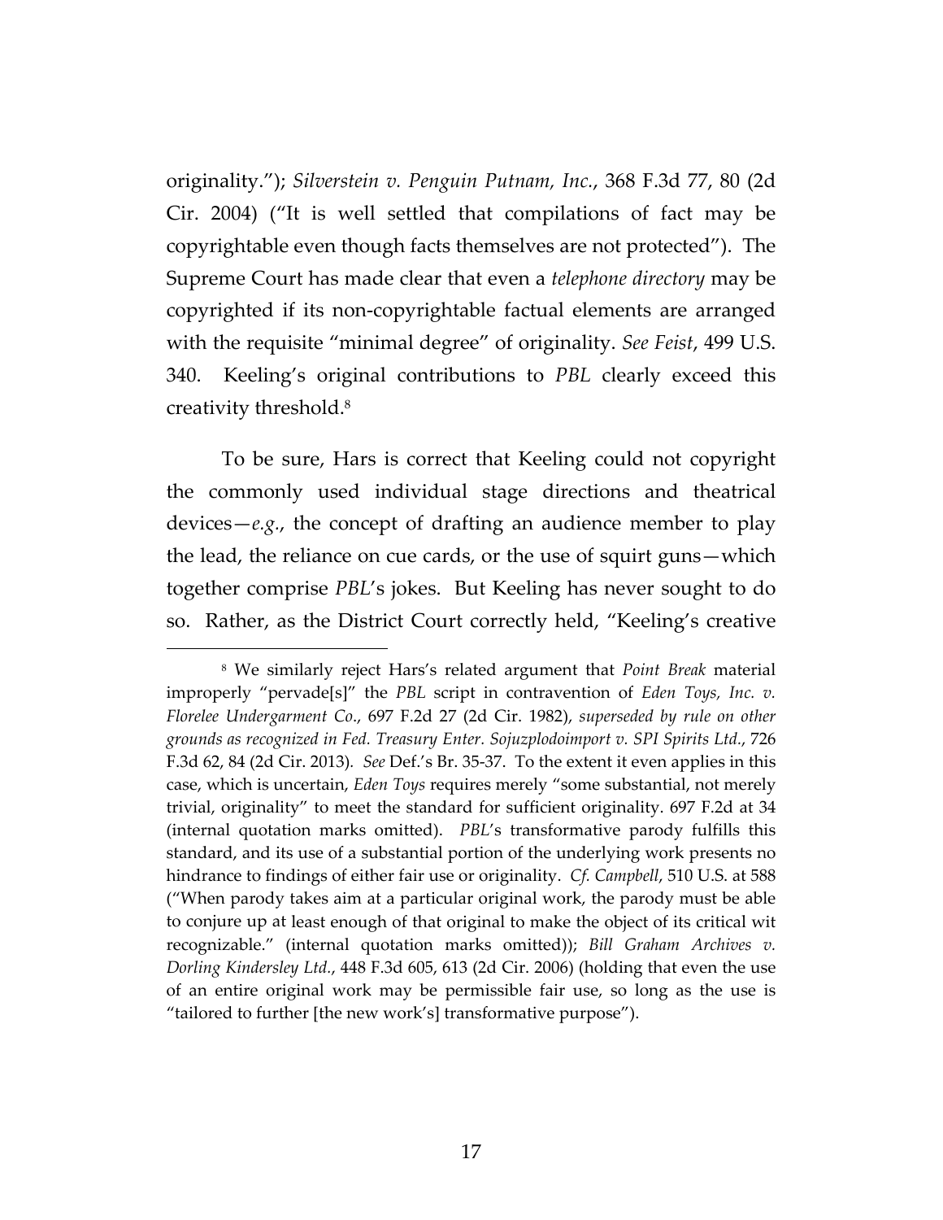originality."); *Silverstein v. Penguin Putnam, Inc.*, 368 F.3d 77, 80 (2d Cir. 2004) ("It is well settled that compilations of fact may be copyrightable even though facts themselves are not protected"). The Supreme Court has made clear that even a *telephone directory* may be copyrighted if its non-copyrightable factual elements are arranged with the requisite "minimal degree" of originality. *See Feist*, 499 U.S. 340. Keeling's original contributions to *PBL* clearly exceed this creativity threshold.[8]

To be sure, Hars is correct that Keeling could not copyright the commonly used individual stage directions and theatrical devices—*e.g.*, the concept of drafting an audience member to play the lead, the reliance on cue cards, or the use of squirt guns—which together comprise *PBL*'s jokes. But Keeling has never sought to do so. Rather, as the District Court correctly held, "Keeling's creative

[8] We similarly reject Hars's related argument that *Point Break* material improperly "pervade[s]" the *PBL* script in contravention of *Eden Toys, Inc. v. Florelee Undergarment Co.*, 697 F.2d 27 (2d Cir. 1982), *superseded by rule on other grounds as recognized in Fed. Treasury Enter. Sojuzplodoimport v. SPI Spirits Ltd.*, 726 F.3d 62, 84 (2d Cir. 2013). *See* Def.'s Br. 35-37. To the extent it even applies in this case, which is uncertain, *Eden Toys* requires merely "some substantial, not merely trivial, originality" to meet the standard for sufficient originality. 697 F.2d at 34 (internal quotation marks omitted). *PBL*'s transformative parody fulfills this standard, and its use of a substantial portion of the underlying work presents no hindrance to findings of either fair use or originality. *Cf. Campbell*, 510 U.S. at 588 ("When parody takes aim at a particular original work, the parody must be able to conjure up at least enough of that original to make the object of its critical wit recognizable." (internal quotation marks omitted)); *Bill Graham Archives v. Dorling Kindersley Ltd.*, 448 F.3d 605, 613 (2d Cir. 2006) (holding that even the use of an entire original work may be permissible fair use, so long as the use is "tailored to further [the new work's] transformative purpose").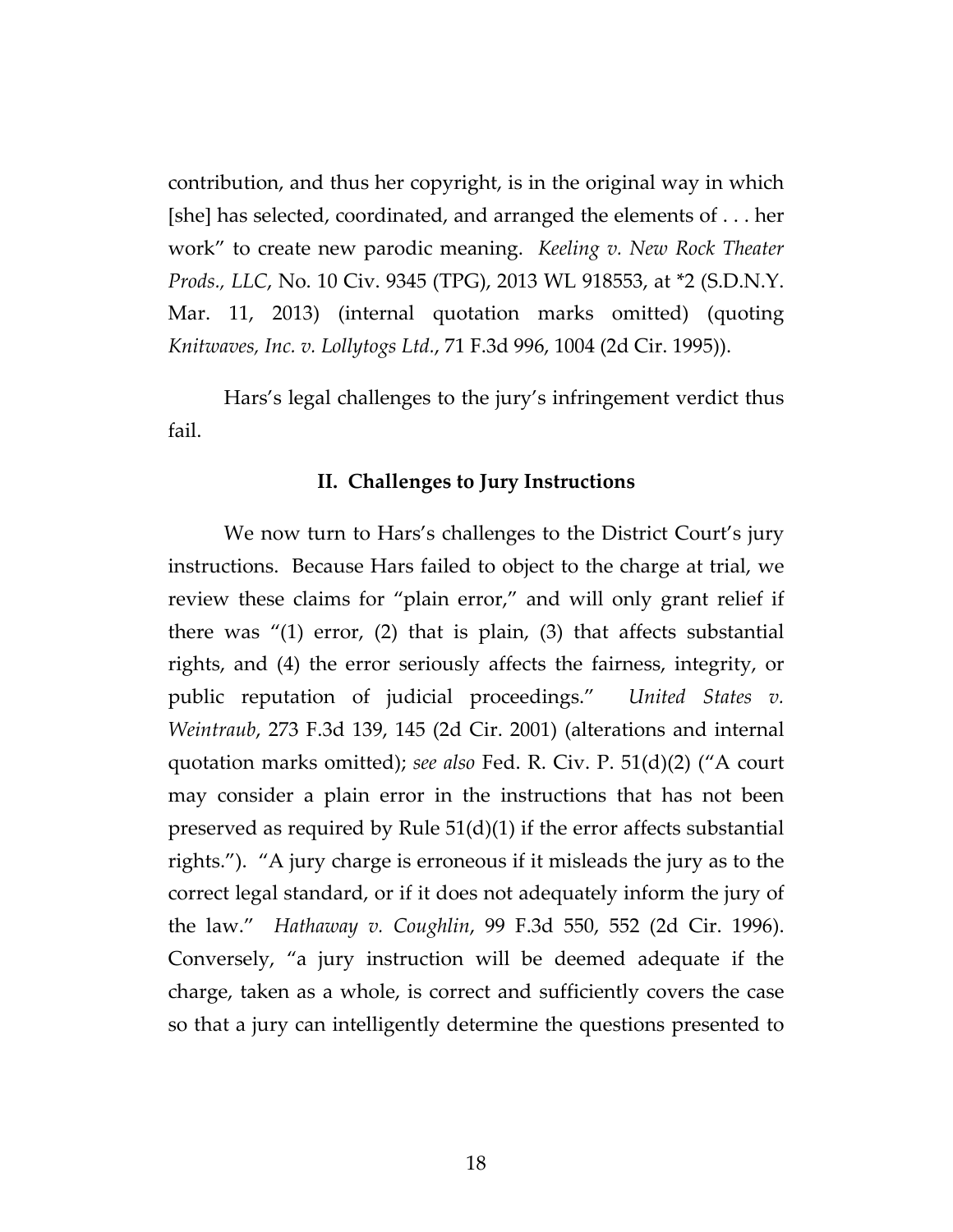contribution, and thus her copyright, is in the original way in which [she] has selected, coordinated, and arranged the elements of . . . her work" to create new parodic meaning. *Keeling v. New Rock Theater Prods., LLC*, No. 10 Civ. 9345 (TPG), 2013 WL 918553, at *2 (S.D.N.Y. Mar. 11, 2013) (internal quotation marks omitted) (quoting *Knitwaves, Inc. v. Lollytogs Ltd.*, 71 F.3d 996, 1004 (2d Cir. 1995)).

Hars's legal challenges to the jury's infringement verdict thus fail.

## II. Challenges to Jury Instructions

We now turn to Hars's challenges to the District Court's jury instructions. Because Hars failed to object to the charge at trial, we review these claims for "plain error," and will only grant relief if there was "(1) error, (2) that is plain, (3) that affects substantial rights, and (4) the error seriously affects the fairness, integrity, or public reputation of judicial proceedings." *United States v. Weintraub*, 273 F.3d 139, 145 (2d Cir. 2001) (alterations and internal quotation marks omitted); *see also* Fed. R. Civ. P. 51(d)(2) ("A court may consider a plain error in the instructions that has not been preserved as required by Rule 51(d)(1) if the error affects substantial rights."). "A jury charge is erroneous if it misleads the jury as to the correct legal standard, or if it does not adequately inform the jury of the law." *Hathaway v. Coughlin*, 99 F.3d 550, 552 (2d Cir. 1996). Conversely, "a jury instruction will be deemed adequate if the charge, taken as a whole, is correct and sufficiently covers the case so that a jury can intelligently determine the questions presented to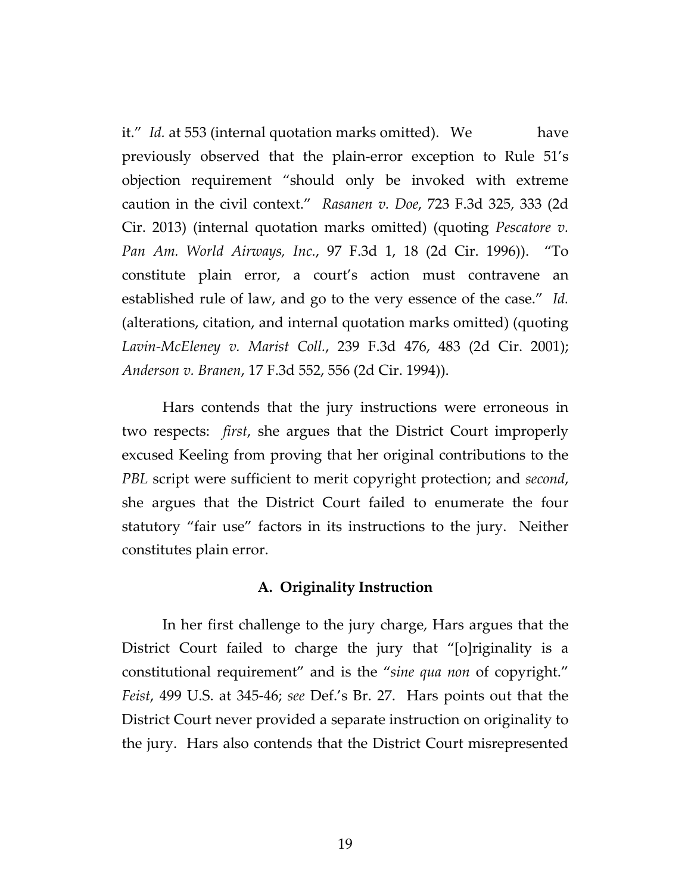it." *Id.* at 553 (internal quotation marks omitted). We have previously observed that the plain-error exception to Rule 51's objection requirement "should only be invoked with extreme caution in the civil context." *Rasanen v. Doe*, 723 F.3d 325, 333 (2d Cir. 2013) (internal quotation marks omitted) (quoting *Pescatore v. Pan Am. World Airways, Inc.*, 97 F.3d 1, 18 (2d Cir. 1996)). "To constitute plain error, a court's action must contravene an established rule of law, and go to the very essence of the case." *Id.* (alterations, citation, and internal quotation marks omitted) (quoting *Lavin-McEleney v. Marist Coll.*, 239 F.3d 476, 483 (2d Cir. 2001); *Anderson v. Branen*, 17 F.3d 552, 556 (2d Cir. 1994)).

Hars contends that the jury instructions were erroneous in two respects: *first*, she argues that the District Court improperly excused Keeling from proving that her original contributions to the *PBL* script were sufficient to merit copyright protection; and *second*, she argues that the District Court failed to enumerate the four statutory "fair use" factors in its instructions to the jury. Neither constitutes plain error.

### A. Originality Instruction

In her first challenge to the jury charge, Hars argues that the District Court failed to charge the jury that "[o]riginality is a constitutional requirement" and is the "*sine qua non* of copyright." *Feist*, 499 U.S. at 345-46; *see* Def.'s Br. 27. Hars points out that the District Court never provided a separate instruction on originality to the jury. Hars also contends that the District Court misrepresented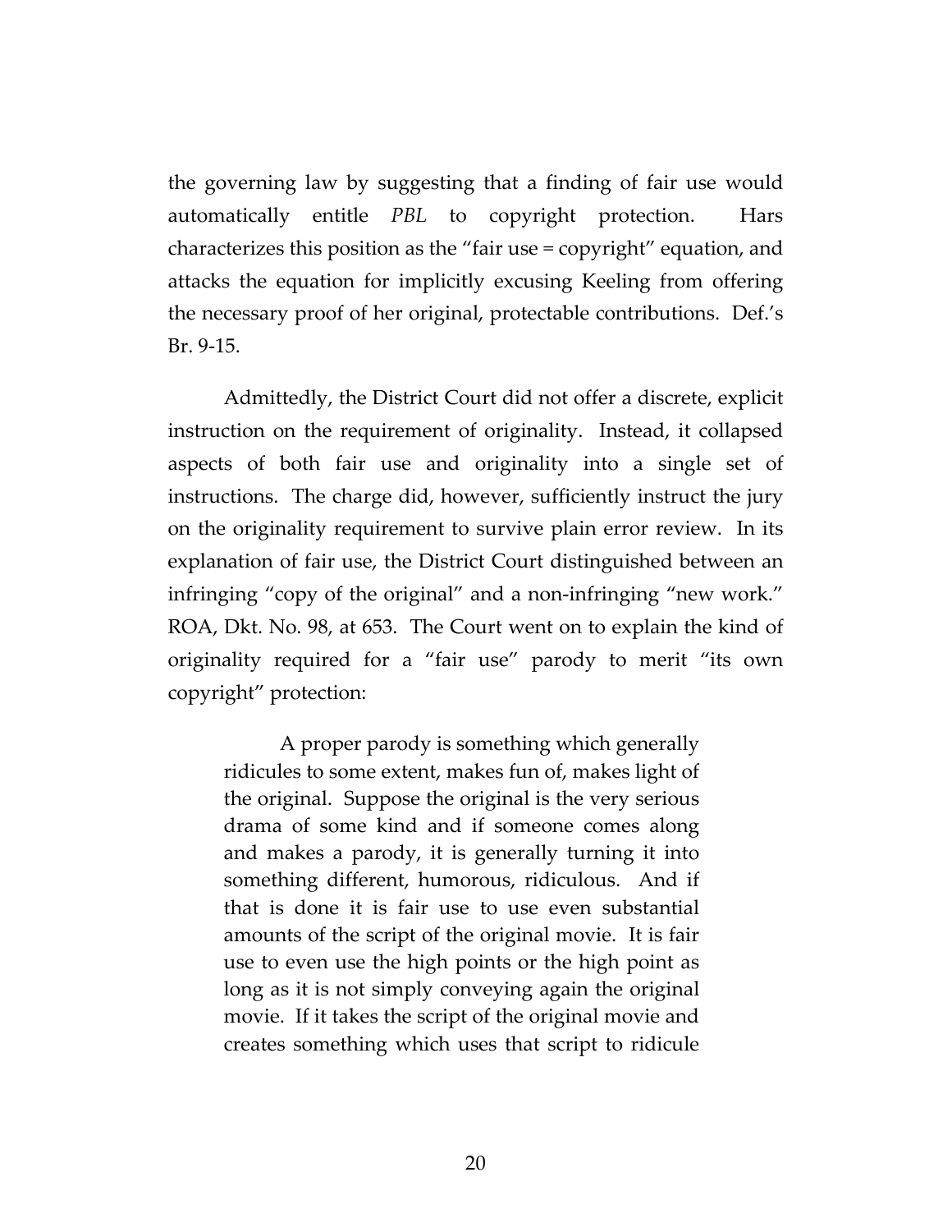the governing law by suggesting that a finding of fair use would automatically entitle *PBL* to copyright protection. Hars characterizes this position as the "fair use = copyright" equation, and attacks the equation for implicitly excusing Keeling from offering the necessary proof of her original, protectable contributions. Def.'s Br. 9-15.

Admittedly, the District Court did not offer a discrete, explicit instruction on the requirement of originality. Instead, it collapsed aspects of both fair use and originality into a single set of instructions. The charge did, however, sufficiently instruct the jury on the originality requirement to survive plain error review. In its explanation of fair use, the District Court distinguished between an infringing "copy of the original" and a non-infringing "new work." ROA, Dkt. No. 98, at 653. The Court went on to explain the kind of originality required for a "fair use" parody to merit "its own copyright" protection:

> A proper parody is something which generally ridicules to some extent, makes fun of, makes light of the original. Suppose the original is the very serious drama of some kind and if someone comes along and makes a parody, it is generally turning it into something different, humorous, ridiculous. And if that is done it is fair use to use even substantial amounts of the script of the original movie. It is fair use to even use the high points or the high point as long as it is not simply conveying again the original movie. If it takes the script of the original movie and creates something which uses that script to ridicule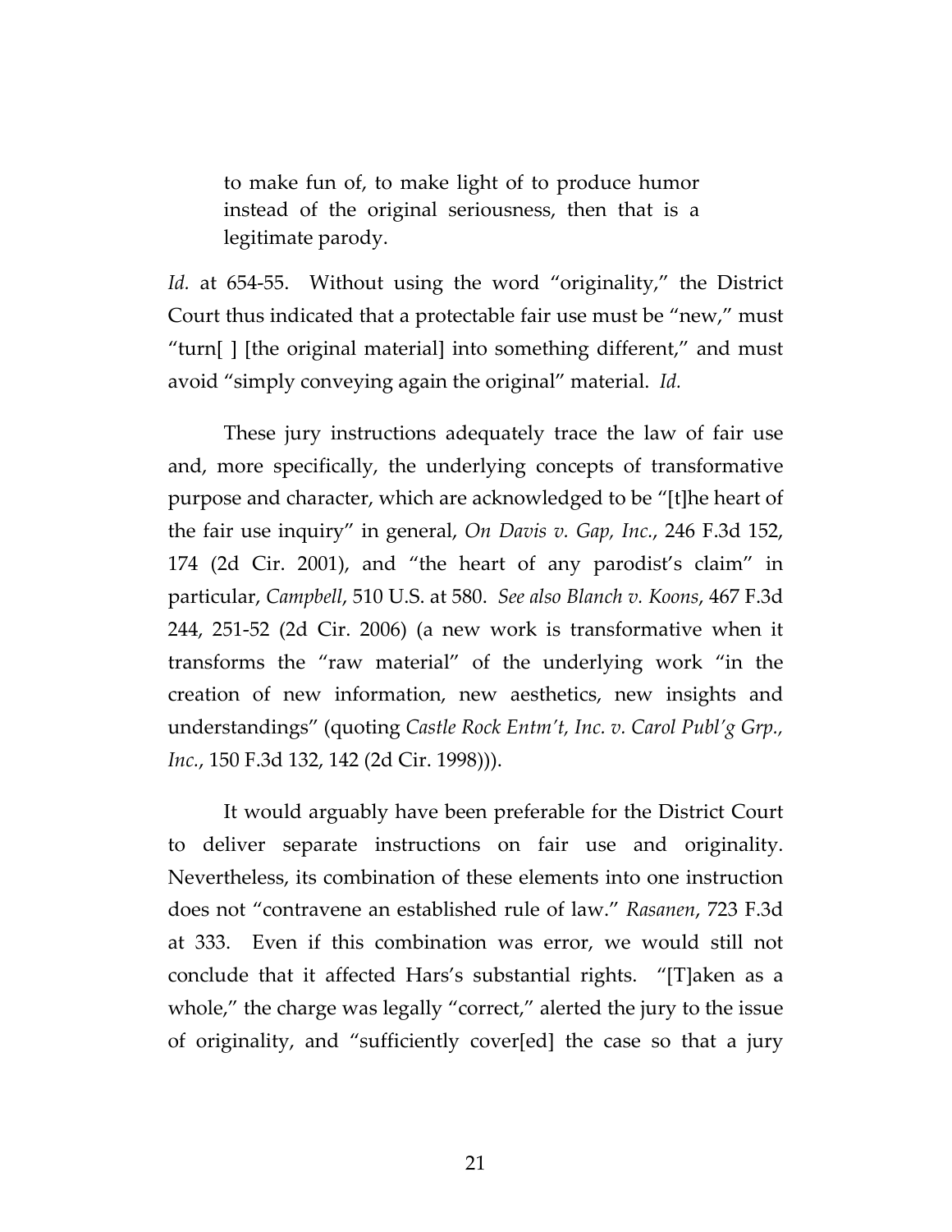> to make fun of, to make light of to produce humor instead of the original seriousness, then that is a legitimate parody.

*Id.* at 654-55. Without using the word "originality," the District Court thus indicated that a protectable fair use must be "new," must "turn[ ] [the original material] into something different," and must avoid "simply conveying again the original" material. *Id.*

These jury instructions adequately trace the law of fair use and, more specifically, the underlying concepts of transformative purpose and character, which are acknowledged to be "[t]he heart of the fair use inquiry" in general, *On Davis v. Gap, Inc.*, 246 F.3d 152, 174 (2d Cir. 2001), and "the heart of any parodist's claim" in particular, *Campbell*, 510 U.S. at 580. *See also Blanch v. Koons*, 467 F.3d 244, 251-52 (2d Cir. 2006) (a new work is transformative when it transforms the "raw material" of the underlying work "in the creation of new information, new aesthetics, new insights and understandings" (quoting *Castle Rock Entm't, Inc. v. Carol Publ'g Grp., Inc.*, 150 F.3d 132, 142 (2d Cir. 1998))).

It would arguably have been preferable for the District Court to deliver separate instructions on fair use and originality. Nevertheless, its combination of these elements into one instruction does not "contravene an established rule of law." *Rasanen*, 723 F.3d at 333. Even if this combination was error, we would still not conclude that it affected Hars's substantial rights. "[T]aken as a whole," the charge was legally "correct," alerted the jury to the issue of originality, and "sufficiently cover[ed] the case so that a jury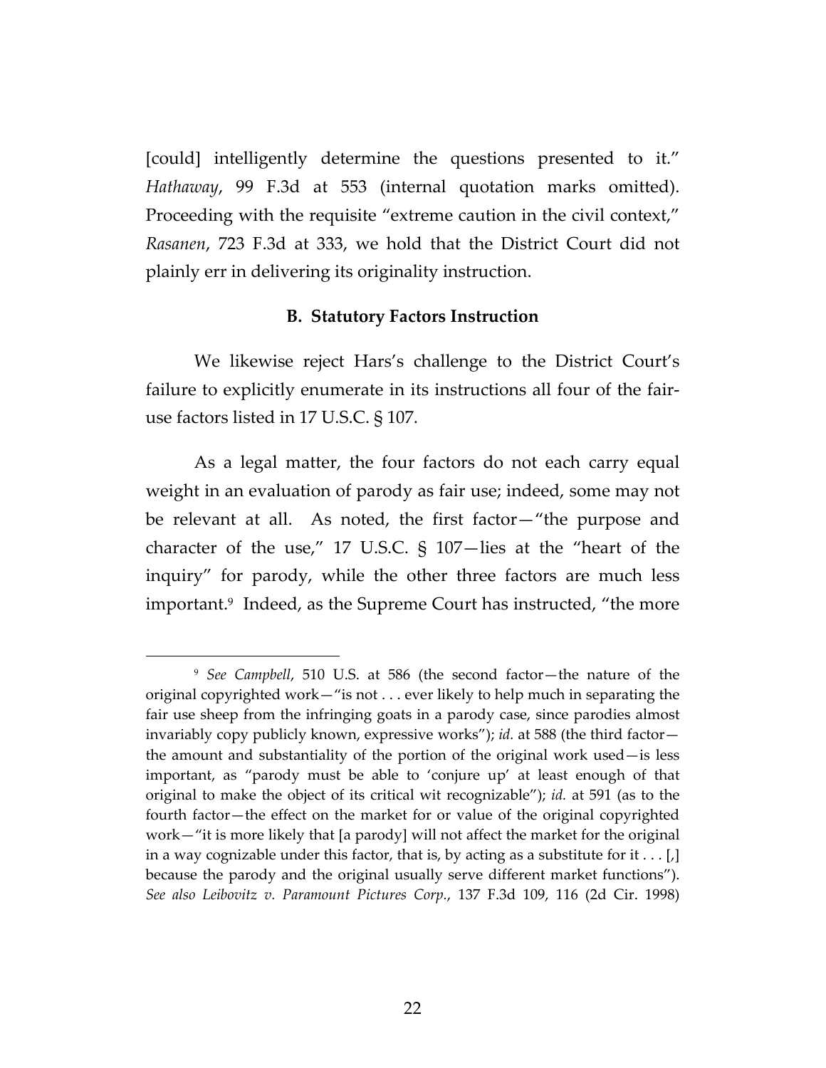[could] intelligently determine the questions presented to it." *Hathaway*, 99 F.3d at 553 (internal quotation marks omitted). Proceeding with the requisite "extreme caution in the civil context," *Rasanen*, 723 F.3d at 333, we hold that the District Court did not plainly err in delivering its originality instruction.

### B. Statutory Factors Instruction

We likewise reject Hars's challenge to the District Court's failure to explicitly enumerate in its instructions all four of the fair-use factors listed in 17 U.S.C. § 107.

As a legal matter, the four factors do not each carry equal weight in an evaluation of parody as fair use; indeed, some may not be relevant at all. As noted, the first factor—"the purpose and character of the use," 17 U.S.C. § 107—lies at the "heart of the inquiry" for parody, while the other three factors are much less important.[9] Indeed, as the Supreme Court has instructed, "the more

---

[9] *See Campbell*, 510 U.S. at 586 (the second factor—the nature of the original copyrighted work—"is not . . . ever likely to help much in separating the fair use sheep from the infringing goats in a parody case, since parodies almost invariably copy publicly known, expressive works"); *id.* at 588 (the third factor—the amount and substantiality of the portion of the original work used—is less important, as "parody must be able to 'conjure up' at least enough of that original to make the object of its critical wit recognizable"); *id.* at 591 (as to the fourth factor—the effect on the market for or value of the original copyrighted work—"it is more likely that [a parody] will not affect the market for the original in a way cognizable under this factor, that is, by acting as a substitute for it . . . [,] because the parody and the original usually serve different market functions"). *See also Leibovitz v. Paramount Pictures Corp.*, 137 F.3d 109, 116 (2d Cir. 1998)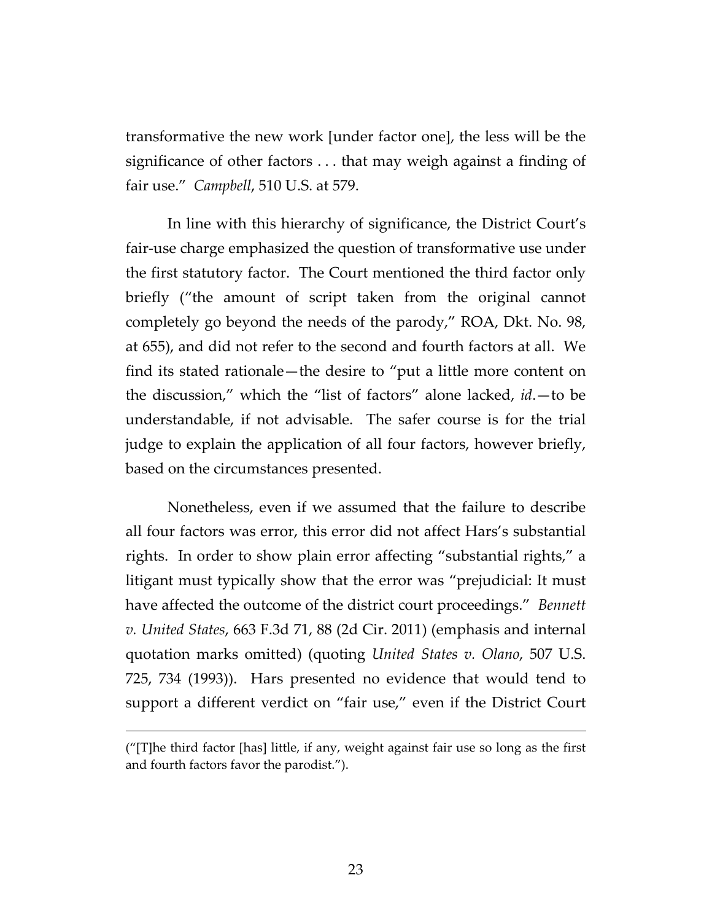transformative the new work [under factor one], the less will be the significance of other factors . . . that may weigh against a finding of fair use." *Campbell*, 510 U.S. at 579.

In line with this hierarchy of significance, the District Court's fair-use charge emphasized the question of transformative use under the first statutory factor. The Court mentioned the third factor only briefly ("the amount of script taken from the original cannot completely go beyond the needs of the parody," ROA, Dkt. No. 98, at 655), and did not refer to the second and fourth factors at all. We find its stated rationale—the desire to "put a little more content on the discussion," which the "list of factors" alone lacked, *id*.—to be understandable, if not advisable. The safer course is for the trial judge to explain the application of all four factors, however briefly, based on the circumstances presented.

Nonetheless, even if we assumed that the failure to describe all four factors was error, this error did not affect Hars's substantial rights. In order to show plain error affecting "substantial rights," a litigant must typically show that the error was "prejudicial: It must have affected the outcome of the district court proceedings." *Bennett v. United States*, 663 F.3d 71, 88 (2d Cir. 2011) (emphasis and internal quotation marks omitted) (quoting *United States v. Olano*, 507 U.S. 725, 734 (1993)). Hars presented no evidence that would tend to support a different verdict on "fair use," even if the District Court

("[T]he third factor [has] little, if any, weight against fair use so long as the first and fourth factors favor the parodist.").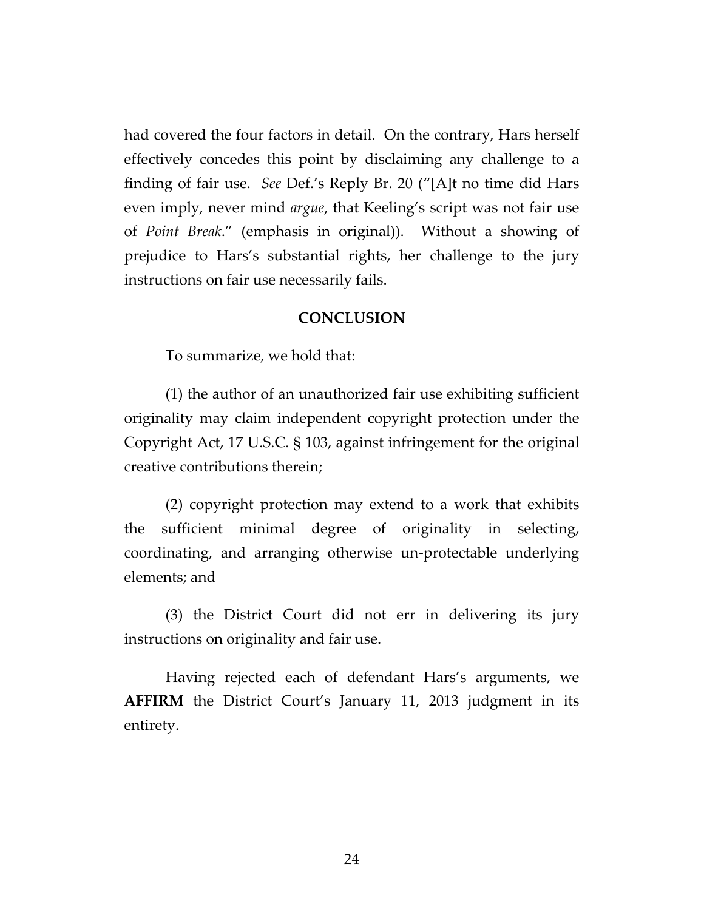had covered the four factors in detail. On the contrary, Hars herself effectively concedes this point by disclaiming any challenge to a finding of fair use. *See* Def.'s Reply Br. 20 ("[A]t no time did Hars even imply, never mind *argue*, that Keeling's script was not fair use of *Point Break*." (emphasis in original)). Without a showing of prejudice to Hars's substantial rights, her challenge to the jury instructions on fair use necessarily fails.

## CONCLUSION

To summarize, we hold that:

(1) the author of an unauthorized fair use exhibiting sufficient originality may claim independent copyright protection under the Copyright Act, 17 U.S.C. § 103, against infringement for the original creative contributions therein;

(2) copyright protection may extend to a work that exhibits the sufficient minimal degree of originality in selecting, coordinating, and arranging otherwise un-protectable underlying elements; and

(3) the District Court did not err in delivering its jury instructions on originality and fair use.

Having rejected each of defendant Hars's arguments, we **AFFIRM** the District Court's January 11, 2013 judgment in its entirety.